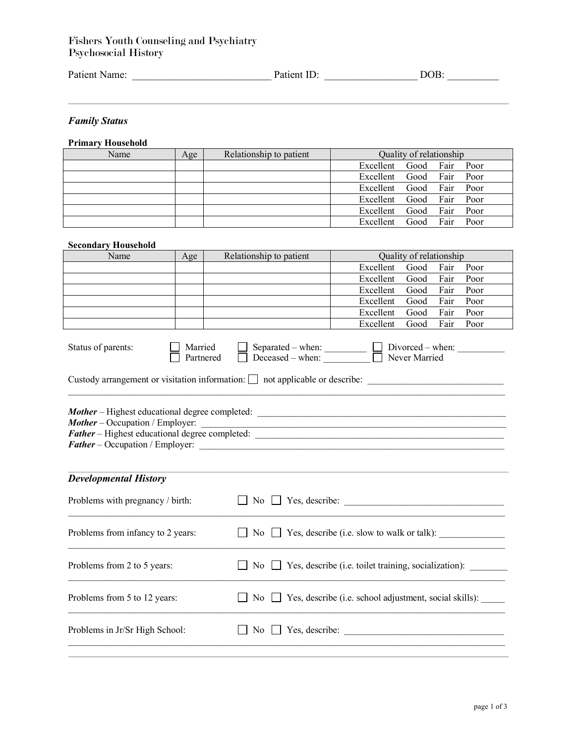Fishers Youth Counseling and Psychiatry
Psychosocial History

Patient Name: ___________________________ Patient ID: _________________ DOB: __________

## *Family Status*

**Primary Household**

| Name | Age | Relationship to patient | Quality of relationship |
|---|---|---|---|
| | | | Excellent Good Fair Poor |
| | | | Excellent Good Fair Poor |
| | | | Excellent Good Fair Poor |
| | | | Excellent Good Fair Poor |
| | | | Excellent Good Fair Poor |
| | | | Excellent Good Fair Poor |

**Secondary Household**

| Name | Age | Relationship to patient | Quality of relationship |
|---|---|---|---|
| | | | Excellent Good Fair Poor |
| | | | Excellent Good Fair Poor |
| | | | Excellent Good Fair Poor |
| | | | Excellent Good Fair Poor |
| | | | Excellent Good Fair Poor |
| | | | Excellent Good Fair Poor |

Status of parents: ☐ Married ☐ Separated – when: _________ ☐ Divorced – when: __________
☐ Partnered ☐ Deceased – when: __________ ☐ Never Married

Custody arrangement or visitation information: ☐ not applicable or describe: _____________________________
_____________________________________________________________________________________________

***Mother*** – Highest educational degree completed: _______________________________________________
***Mother*** – Occupation / Employer: _________________________________________________________
***Father*** – Highest educational degree completed: _______________________________________________
***Father*** – Occupation / Employer: _________________________________________________________

## *Developmental History*

Problems with pregnancy / birth: ☐ No ☐ Yes, describe: _________________________________
_____________________________________________________________________________________________

Problems from infancy to 2 years: ☐ No ☐ Yes, describe (i.e. slow to walk or talk): ______________
_____________________________________________________________________________________________

Problems from 2 to 5 years: ☐ No ☐ Yes, describe (i.e. toilet training, socialization): ________
_____________________________________________________________________________________________

Problems from 5 to 12 years: ☐ No ☐ Yes, describe (i.e. school adjustment, social skills): _____
_____________________________________________________________________________________________

Problems in Jr/Sr High School: ☐ No ☐ Yes, describe: _________________________________
_____________________________________________________________________________________________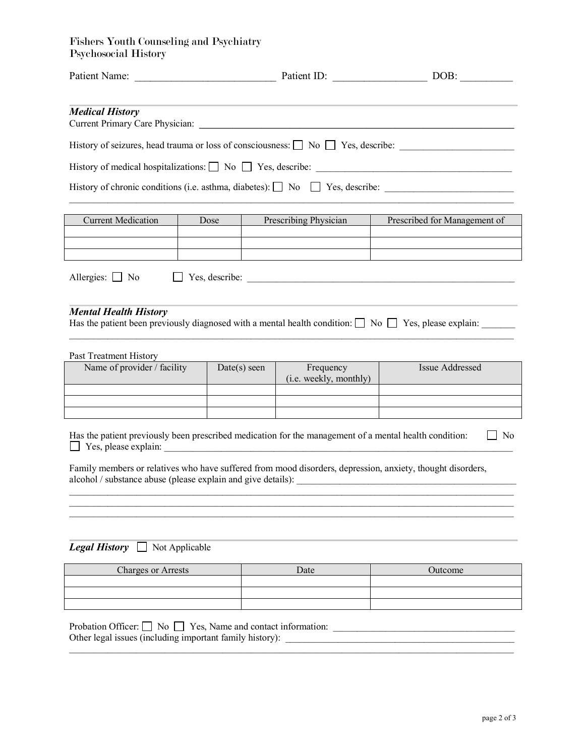Fishers Youth Counseling and Psychiatry
Psychosocial History

Patient Name: ___________________________ Patient ID: _________________ DOB: _________

### *Medical History*

Current Primary Care Physician: ____________________________________________________________

History of seizures, head trauma or loss of consciousness: ☐ No ☐ Yes, describe: _______________________

History of medical hospitalizations: ☐ No ☐ Yes, describe: _________________________________________

History of chronic conditions (i.e. asthma, diabetes): ☐ No ☐ Yes, describe: __________________________

_____________________________________________________________________________________________

| Current Medication | Dose | Prescribing Physician | Prescribed for Management of |
|---|---|---|---|
| | | | |
| | | | |
| | | | |

Allergies: ☐ No ☐ Yes, describe: _________________________________________________________

### *Mental Health History*

Has the patient been previously diagnosed with a mental health condition: ☐ No ☐ Yes, please explain: _______

_____________________________________________________________________________________________

Past Treatment History

| Name of provider / facility | Date(s) seen | Frequency (i.e. weekly, monthly) | Issue Addressed |
|---|---|---|---|
| | | | |
| | | | |
| | | | |

Has the patient previously been prescribed medication for the management of a mental health condition: ☐ No ☐ Yes, please explain: ___________________________________________________________________________

Family members or relatives who have suffered from mood disorders, depression, anxiety, thought disorders, alcohol / substance abuse (please explain and give details): _______________________________________________

_____________________________________________________________________________________________
_____________________________________________________________________________________________
_____________________________________________________________________________________________

### *Legal History* ☐ Not Applicable

| Charges or Arrests | Date | Outcome |
|---|---|---|
| | | |
| | | |
| | | |

Probation Officer: ☐ No ☐ Yes, Name and contact information: _____________________________________

Other legal issues (including important family history): _______________________________________________

_____________________________________________________________________________________________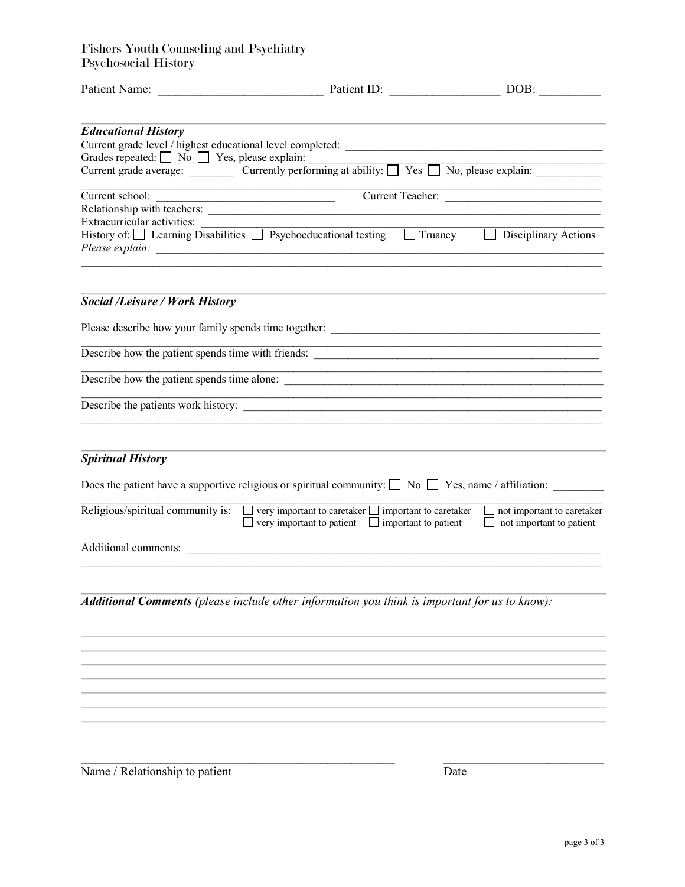Fishers Youth Counseling and Psychiatry
Psychosocial History

Patient Name: ___________________________ Patient ID: _________________ DOB: __________

## *Educational History*

Current grade level / highest educational level completed: ______________________________________________

Grades repeated: ☐ No ☐ Yes, please explain: ___________________________________________________

Current grade average: ________ Currently performing at ability: ☐ Yes ☐ No, please explain: ____________

_____________________________________________________________________________________________

Current school: _______________________________ Current Teacher: ____________________________

Relationship with teachers: ______________________________________________________________________

Extracurricular activities: _______________________________________________________________________

History of: ☐ Learning Disabilities ☐ Psychoeducational testing ☐ Truancy ☐ Disciplinary Actions

*Please explain:* ______________________________________________________________________________

_____________________________________________________________________________________________

## *Social /Leisure / Work History*

Please describe how your family spends time together: _________________________________________________

_____________________________________________________________________________________________

Describe how the patient spends time with friends: ____________________________________________________

_____________________________________________________________________________________________

Describe how the patient spends time alone: _________________________________________________________

_____________________________________________________________________________________________

Describe the patients work history: ________________________________________________________________

_____________________________________________________________________________________________

## *Spiritual History*

Does the patient have a supportive religious or spiritual community: ☐ No ☐ Yes, name / affiliation: _________

_____________________________________________________________________________________________

Religious/spiritual community is: ☐ very important to caretaker ☐ important to caretaker ☐ not important to caretaker
☐ very important to patient ☐ important to patient ☐ not important to patient

Additional comments: ___________________________________________________________________________

_____________________________________________________________________________________________

## ***Additional Comments*** *(please include other information you think is important for us to know):*

_____________________________________________________________________________________________

_____________________________________________________________________________________________

_____________________________________________________________________________________________

_____________________________________________________________________________________________

_____________________________________________________________________________________________

_____________________________________________________________________________________________

_____________________________________________________________________________________________

______________________________________________________ ____________________________

Name / Relationship to patient Date